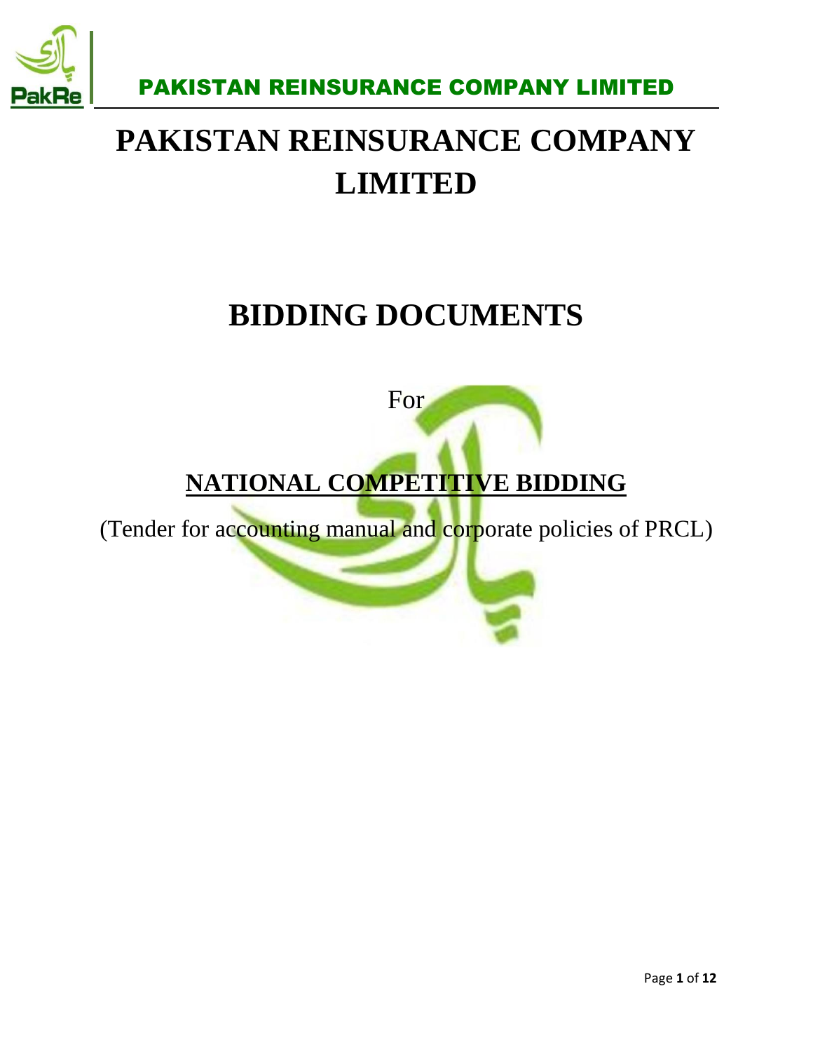# PAKISTAN REINSURANCE COMPANY LIMITED

# BIDDING DOCUMENTS

For

## NATIONAL COMPETITIVE BIDDING

(Tender for accounting manual and corporate policies of PRCL)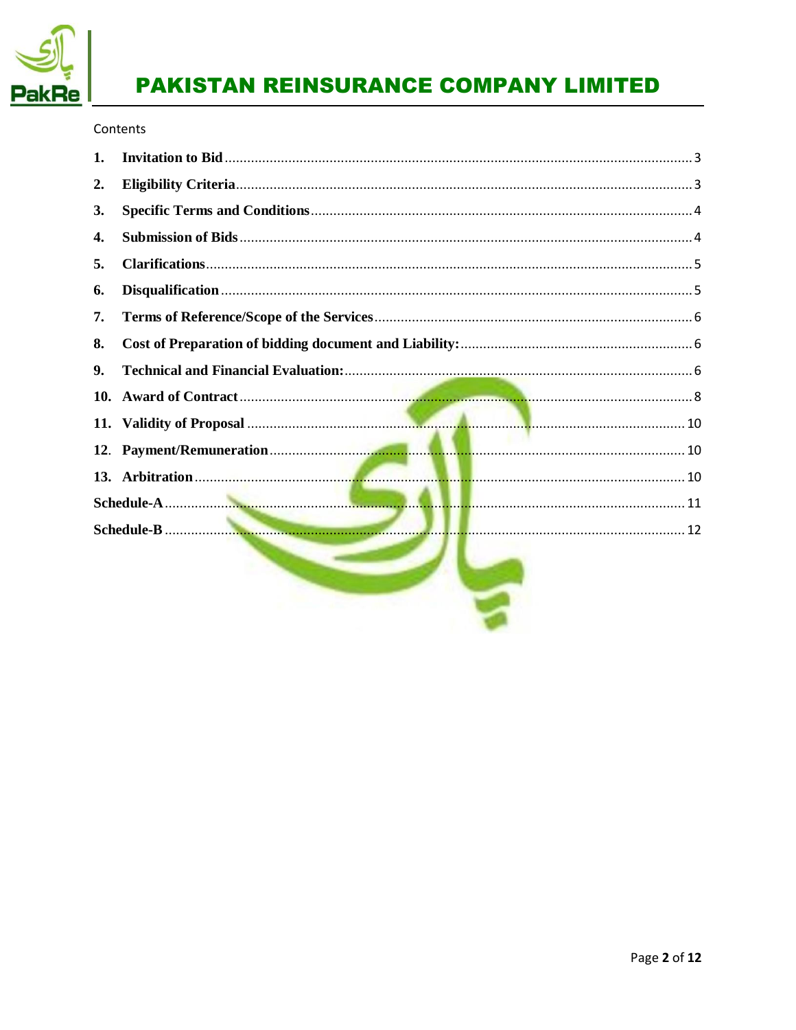Contents

| | | |
|---|---|---|
| 1. | **Invitation to Bid** | 3 |
| 2. | **Eligibility Criteria** | 3 |
| 3. | **Specific Terms and Conditions** | 4 |
| 4. | **Submission of Bids** | 4 |
| 5. | **Clarifications** | 5 |
| 6. | **Disqualification** | 5 |
| 7. | **Terms of Reference/Scope of the Services** | 6 |
| 8. | **Cost of Preparation of bidding document and Liability:** | 6 |
| 9. | **Technical and Financial Evaluation:** | 6 |
| 10. | **Award of Contract** | 8 |
| 11. | **Validity of Proposal** | 10 |
| 12. | **Payment/Remuneration** | 10 |
| 13. | **Arbitration** | 10 |
| **Schedule-A** | | 11 |
| **Schedule-B** | | 12 |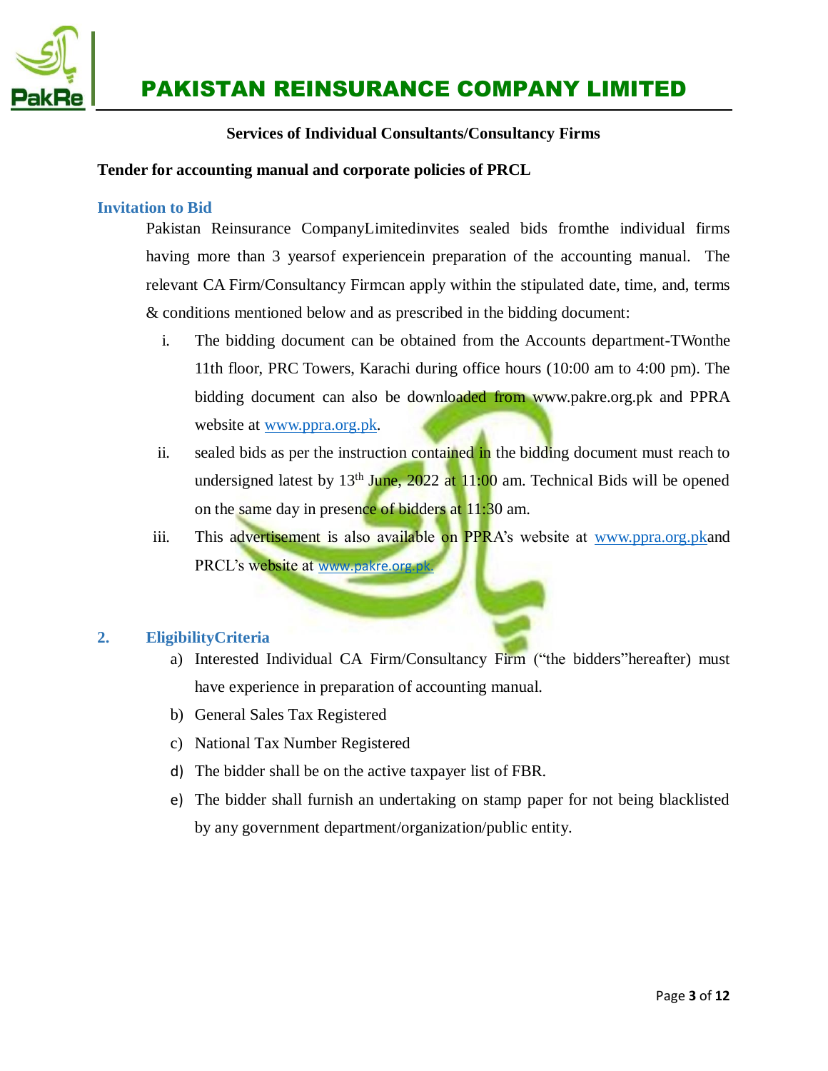# PAKISTAN REINSURANCE COMPANY LIMITED

**Services of Individual Consultants/Consultancy Firms**

**Tender for accounting manual and corporate policies of PRCL**

## Invitation to Bid

Pakistan Reinsurance CompanyLimitedinvites sealed bids fromthe individual firms having more than 3 yearsof experiencein preparation of the accounting manual. The relevant CA Firm/Consultancy Firmcan apply within the stipulated date, time, and, terms & conditions mentioned below and as prescribed in the bidding document:

i. The bidding document can be obtained from the Accounts department-TWonthe 11th floor, PRC Towers, Karachi during office hours (10:00 am to 4:00 pm). The bidding document can also be downloaded from www.pakre.org.pk and PPRA website at www.ppra.org.pk.

ii. sealed bids as per the instruction contained in the bidding document must reach to undersigned latest by 13th June, 2022 at 11:00 am. Technical Bids will be opened on the same day in presence of bidders at 11:30 am.

iii. This advertisement is also available on PPRA's website at www.ppra.org.pkand PRCL's website at www.pakre.org.pk.

## 2. EligibilityCriteria

a) Interested Individual CA Firm/Consultancy Firm ("the bidders"hereafter) must have experience in preparation of accounting manual.

b) General Sales Tax Registered

c) National Tax Number Registered

d) The bidder shall be on the active taxpayer list of FBR.

e) The bidder shall furnish an undertaking on stamp paper for not being blacklisted by any government department/organization/public entity.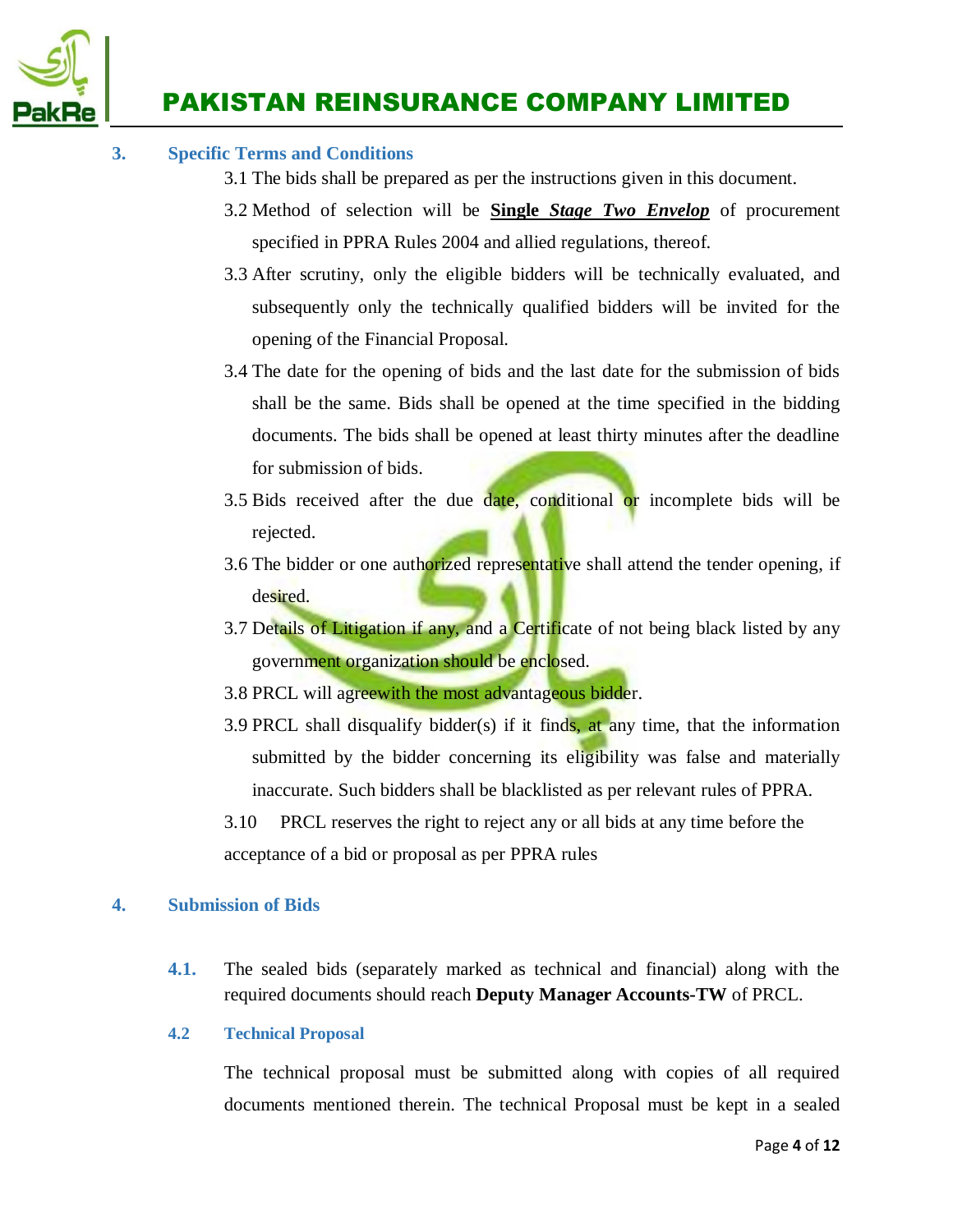## 3. Specific Terms and Conditions

3.1 The bids shall be prepared as per the instructions given in this document.

3.2 Method of selection will be **Single *Stage Two Envelop*** of procurement specified in PPRA Rules 2004 and allied regulations, thereof.

3.3 After scrutiny, only the eligible bidders will be technically evaluated, and subsequently only the technically qualified bidders will be invited for the opening of the Financial Proposal.

3.4 The date for the opening of bids and the last date for the submission of bids shall be the same. Bids shall be opened at the time specified in the bidding documents. The bids shall be opened at least thirty minutes after the deadline for submission of bids.

3.5 Bids received after the due date, conditional or incomplete bids will be rejected.

3.6 The bidder or one authorized representative shall attend the tender opening, if desired.

3.7 Details of Litigation if any, and a Certificate of not being black listed by any government organization should be enclosed.

3.8 PRCL will agreewith the most advantageous bidder.

3.9 PRCL shall disqualify bidder(s) if it finds, at any time, that the information submitted by the bidder concerning its eligibility was false and materially inaccurate. Such bidders shall be blacklisted as per relevant rules of PPRA.

3.10 PRCL reserves the right to reject any or all bids at any time before the acceptance of a bid or proposal as per PPRA rules

## 4. Submission of Bids

**4.1.** The sealed bids (separately marked as technical and financial) along with the required documents should reach **Deputy Manager Accounts-TW** of PRCL.

### 4.2 Technical Proposal

The technical proposal must be submitted along with copies of all required documents mentioned therein. The technical Proposal must be kept in a sealed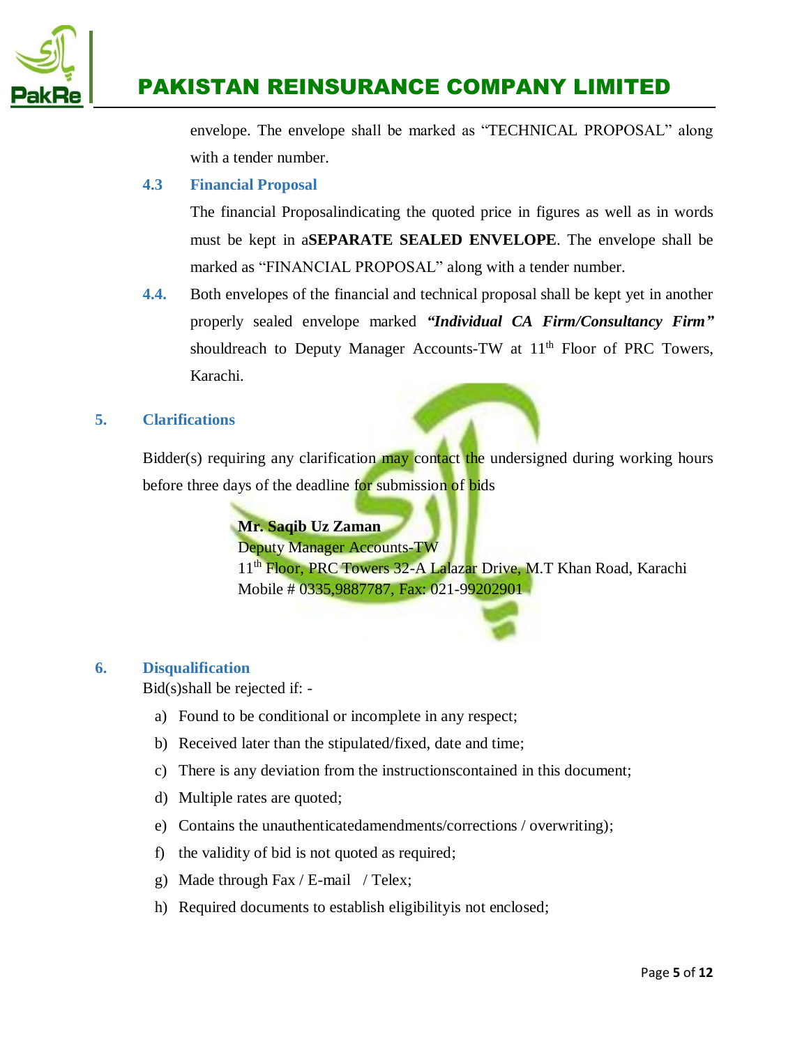envelope. The envelope shall be marked as "TECHNICAL PROPOSAL" along with a tender number.

### 4.3 Financial Proposal

The financial Proposalindicating the quoted price in figures as well as in words must be kept in a**SEPARATE SEALED ENVELOPE**. The envelope shall be marked as "FINANCIAL PROPOSAL" along with a tender number.

**4.4.** Both envelopes of the financial and technical proposal shall be kept yet in another properly sealed envelope marked ***"Individual CA Firm/Consultancy Firm"*** shouldreach to Deputy Manager Accounts-TW at 11th Floor of PRC Towers, Karachi.

## 5. Clarifications

Bidder(s) requiring any clarification may contact the undersigned during working hours before three days of the deadline for submission of bids

**Mr. Saqib Uz Zaman**
Deputy Manager Accounts-TW
11th Floor, PRC Towers 32-A Lalazar Drive, M.T Khan Road, Karachi
Mobile # 0335,9887787, Fax: 021-99202901

## 6. Disqualification

Bid(s)shall be rejected if: -

a) Found to be conditional or incomplete in any respect;
b) Received later than the stipulated/fixed, date and time;
c) There is any deviation from the instructionscontained in this document;
d) Multiple rates are quoted;
e) Contains the unauthenticatedamendments/corrections / overwriting);
f) the validity of bid is not quoted as required;
g) Made through Fax / E-mail / Telex;
h) Required documents to establish eligibilityis not enclosed;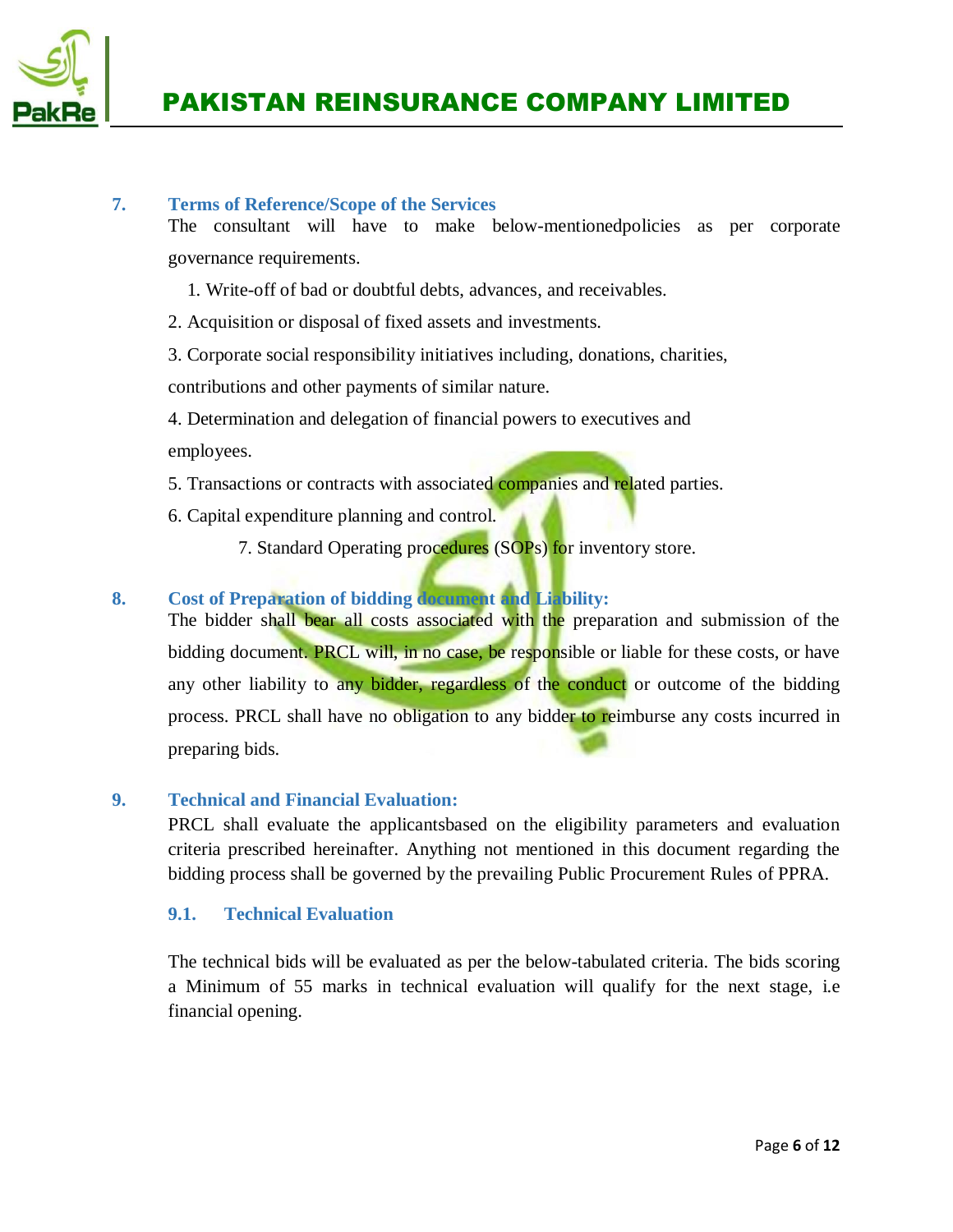## 7. Terms of Reference/Scope of the Services

The consultant will have to make below-mentionedpolicies as per corporate governance requirements.

1. Write-off of bad or doubtful debts, advances, and receivables.
2. Acquisition or disposal of fixed assets and investments.
3. Corporate social responsibility initiatives including, donations, charities, contributions and other payments of similar nature.
4. Determination and delegation of financial powers to executives and employees.
5. Transactions or contracts with associated companies and related parties.
6. Capital expenditure planning and control.
7. Standard Operating procedures (SOPs) for inventory store.

## 8. Cost of Preparation of bidding document and Liability:

The bidder shall bear all costs associated with the preparation and submission of the bidding document. PRCL will, in no case, be responsible or liable for these costs, or have any other liability to any bidder, regardless of the conduct or outcome of the bidding process. PRCL shall have no obligation to any bidder to reimburse any costs incurred in preparing bids.

## 9. Technical and Financial Evaluation:

PRCL shall evaluate the applicantsbased on the eligibility parameters and evaluation criteria prescribed hereinafter. Anything not mentioned in this document regarding the bidding process shall be governed by the prevailing Public Procurement Rules of PPRA.

### 9.1. Technical Evaluation

The technical bids will be evaluated as per the below-tabulated criteria. The bids scoring a Minimum of 55 marks in technical evaluation will qualify for the next stage, i.e financial opening.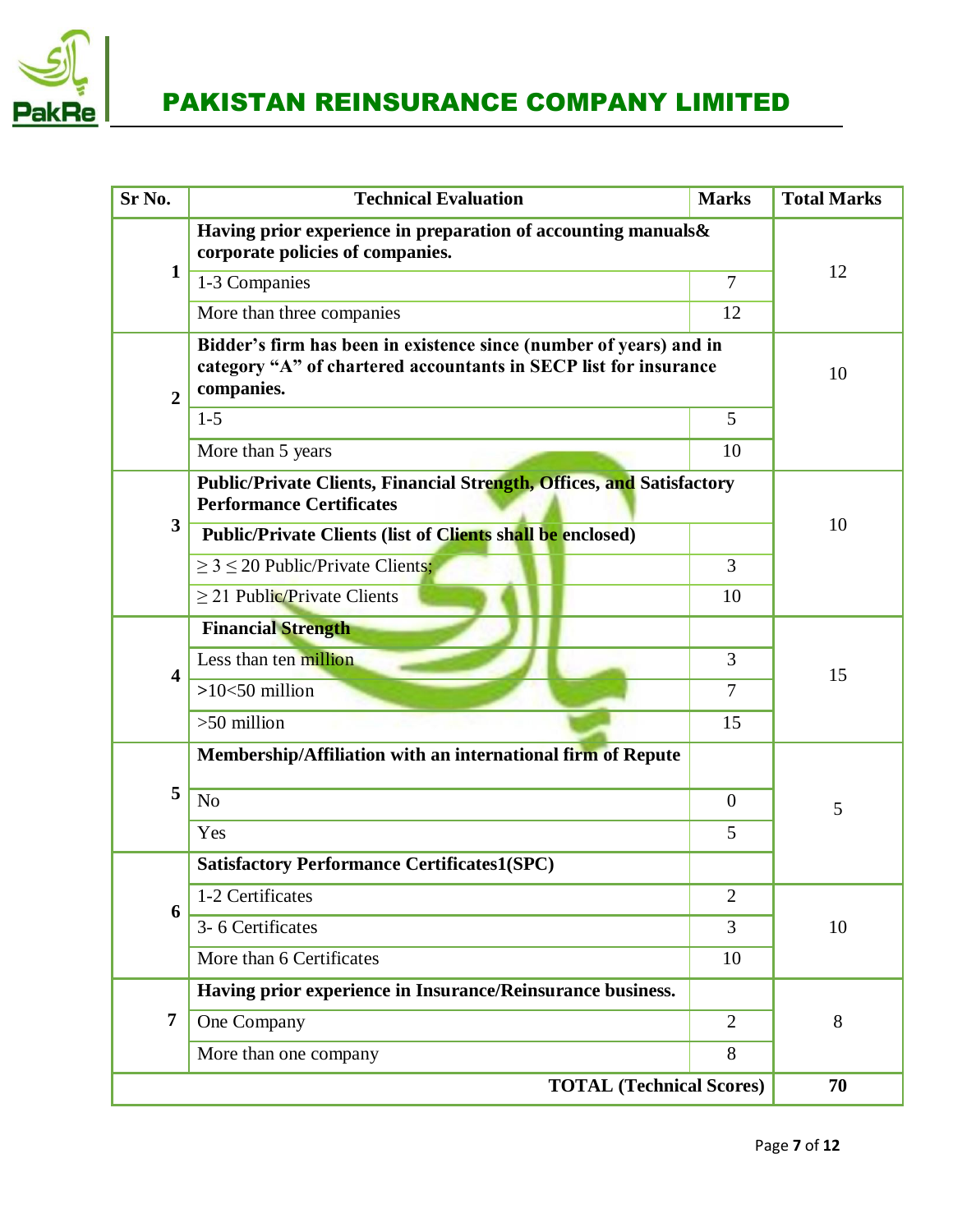| Sr No. | Technical Evaluation | Marks | Total Marks |
|---|---|---|---|
| 1 | **Having prior experience in preparation of accounting manuals& corporate policies of companies.** | | 12 |
| | 1-3 Companies | 7 | |
| | More than three companies | 12 | |
| 2 | **Bidder's firm has been in existence since (number of years) and in category "A" of chartered accountants in SECP list for insurance companies.** | | 10 |
| | 1-5 | 5 | |
| | More than 5 years | 10 | |
| 3 | **Public/Private Clients, Financial Strength, Offices, and Satisfactory Performance Certificates** | | 10 |
| | **Public/Private Clients (list of Clients shall be enclosed)** | | |
| | ≥ 3 ≤ 20 Public/Private Clients; | 3 | |
| | ≥ 21 Public/Private Clients | 10 | |
| 4 | **Financial Strength** | | 15 |
| | Less than ten million | 3 | |
| | >10<50 million | 7 | |
| | >50 million | 15 | |
| 5 | **Membership/Affiliation with an international firm of Repute** | | 5 |
| | No | 0 | |
| | Yes | 5 | |
| 6 | **Satisfactory Performance Certificates1(SPC)** | | 10 |
| | 1-2 Certificates | 2 | |
| | 3- 6 Certificates | 3 | |
| | More than 6 Certificates | 10 | |
| 7 | **Having prior experience in Insurance/Reinsurance business.** | | 8 |
| | One Company | 2 | |
| | More than one company | 8 | |
| | **TOTAL (Technical Scores)** | | **70** |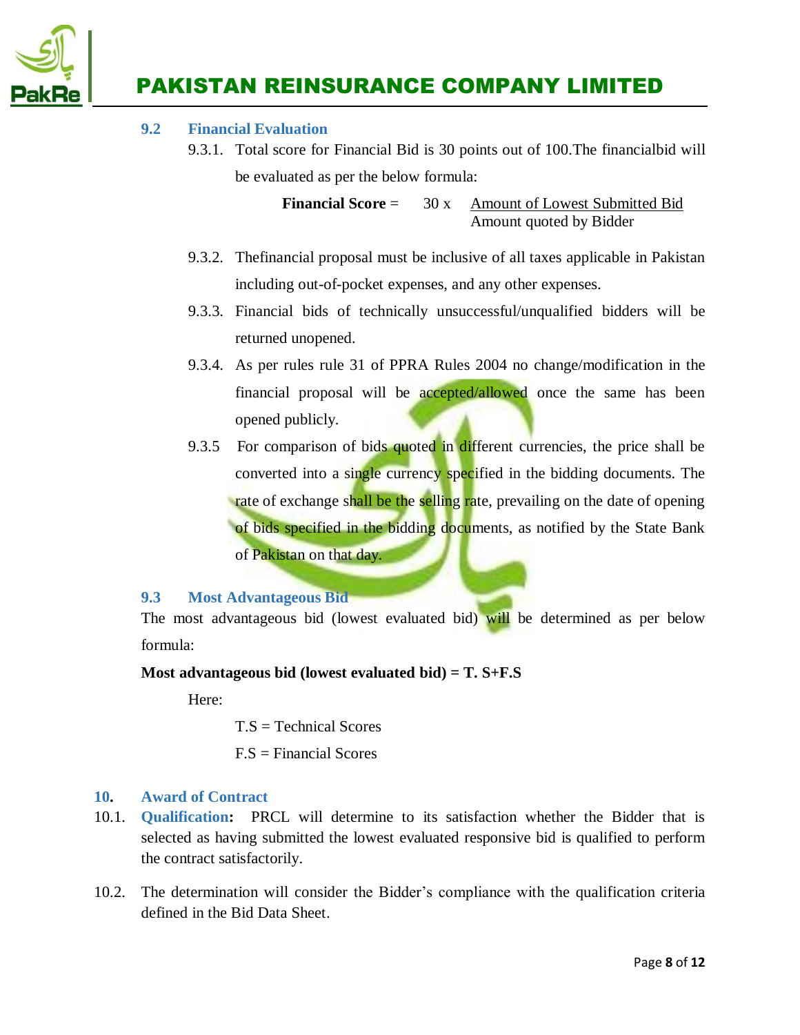### 9.2 Financial Evaluation

9.3.1. Total score for Financial Bid is 30 points out of 100.The financialbid will be evaluated as per the below formula:

$$\textbf{Financial Score} = 30 \times \frac{\text{Amount of Lowest Submitted Bid}}{\text{Amount quoted by Bidder}}$$

9.3.2. Thefinancial proposal must be inclusive of all taxes applicable in Pakistan including out-of-pocket expenses, and any other expenses.

9.3.3. Financial bids of technically unsuccessful/unqualified bidders will be returned unopened.

9.3.4. As per rules rule 31 of PPRA Rules 2004 no change/modification in the financial proposal will be accepted/allowed once the same has been opened publicly.

9.3.5 For comparison of bids quoted in different currencies, the price shall be converted into a single currency specified in the bidding documents. The rate of exchange shall be the selling rate, prevailing on the date of opening of bids specified in the bidding documents, as notified by the State Bank of Pakistan on that day.

### 9.3 Most Advantageous Bid

The most advantageous bid (lowest evaluated bid) will be determined as per below formula:

**Most advantageous bid (lowest evaluated bid) = T. S+F.S**

Here:

T.S = Technical Scores

F.S = Financial Scores

## 10. Award of Contract

10.1. **Qualification:** PRCL will determine to its satisfaction whether the Bidder that is selected as having submitted the lowest evaluated responsive bid is qualified to perform the contract satisfactorily.

10.2. The determination will consider the Bidder's compliance with the qualification criteria defined in the Bid Data Sheet.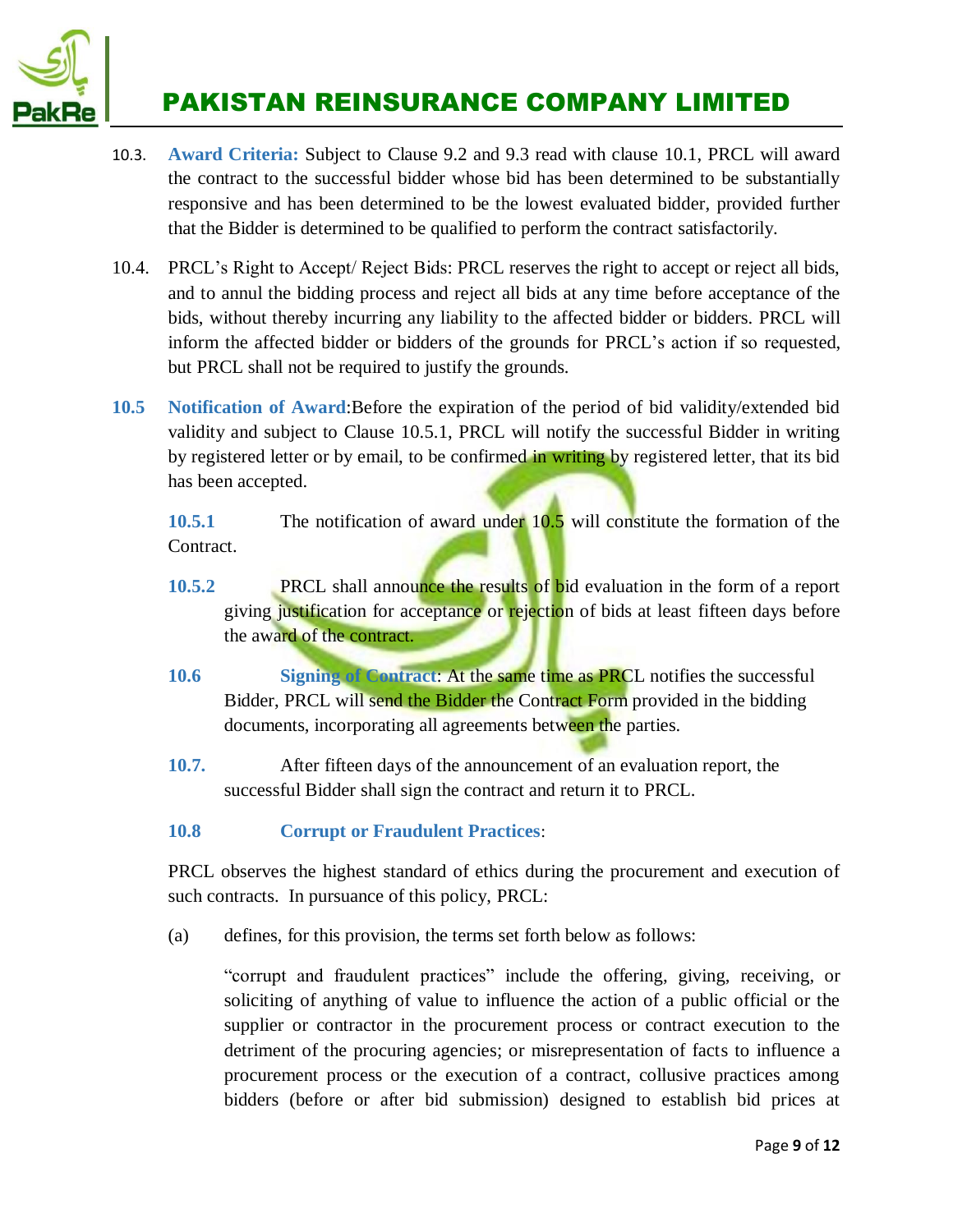10.3. **Award Criteria:** Subject to Clause 9.2 and 9.3 read with clause 10.1, PRCL will award the contract to the successful bidder whose bid has been determined to be substantially responsive and has been determined to be the lowest evaluated bidder, provided further that the Bidder is determined to be qualified to perform the contract satisfactorily.

10.4. PRCL's Right to Accept/ Reject Bids: PRCL reserves the right to accept or reject all bids, and to annul the bidding process and reject all bids at any time before acceptance of the bids, without thereby incurring any liability to the affected bidder or bidders. PRCL will inform the affected bidder or bidders of the grounds for PRCL's action if so requested, but PRCL shall not be required to justify the grounds.

**10.5** **Notification of Award**:Before the expiration of the period of bid validity/extended bid validity and subject to Clause 10.5.1, PRCL will notify the successful Bidder in writing by registered letter or by email, to be confirmed in writing by registered letter, that its bid has been accepted.

**10.5.1** The notification of award under 10.5 will constitute the formation of the Contract.

**10.5.2** PRCL shall announce the results of bid evaluation in the form of a report giving justification for acceptance or rejection of bids at least fifteen days before the award of the contract.

**10.6** **Signing of Contract**: At the same time as PRCL notifies the successful Bidder, PRCL will send the Bidder the Contract Form provided in the bidding documents, incorporating all agreements between the parties.

**10.7.** After fifteen days of the announcement of an evaluation report, the successful Bidder shall sign the contract and return it to PRCL.

**10.8** **Corrupt or Fraudulent Practices**:

PRCL observes the highest standard of ethics during the procurement and execution of such contracts. In pursuance of this policy, PRCL:

(a) defines, for this provision, the terms set forth below as follows:

"corrupt and fraudulent practices" include the offering, giving, receiving, or soliciting of anything of value to influence the action of a public official or the supplier or contractor in the procurement process or contract execution to the detriment of the procuring agencies; or misrepresentation of facts to influence a procurement process or the execution of a contract, collusive practices among bidders (before or after bid submission) designed to establish bid prices at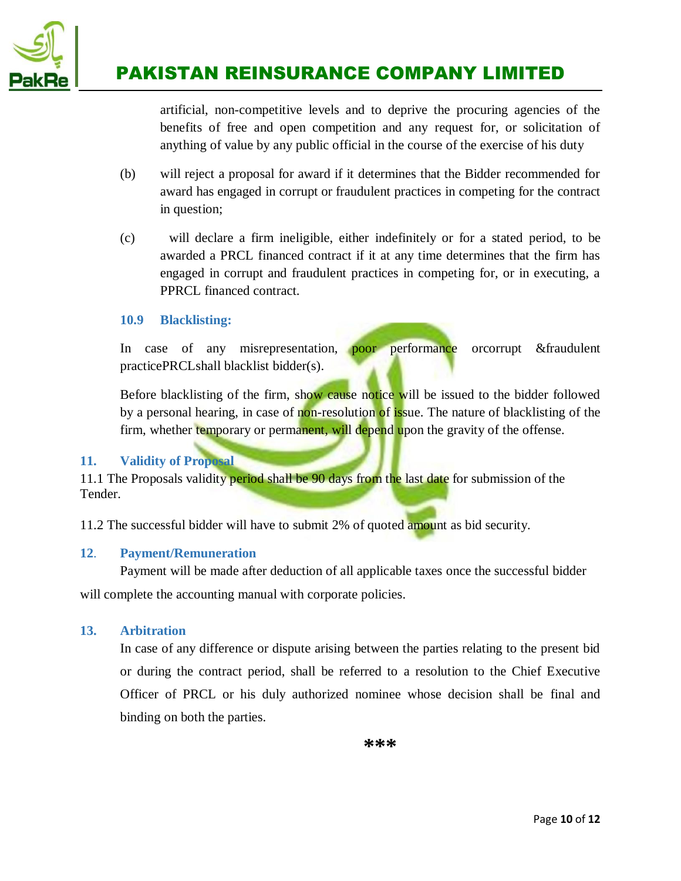artificial, non-competitive levels and to deprive the procuring agencies of the benefits of free and open competition and any request for, or solicitation of anything of value by any public official in the course of the exercise of his duty

(b) will reject a proposal for award if it determines that the Bidder recommended for award has engaged in corrupt or fraudulent practices in competing for the contract in question;

(c) will declare a firm ineligible, either indefinitely or for a stated period, to be awarded a PRCL financed contract if it at any time determines that the firm has engaged in corrupt and fraudulent practices in competing for, or in executing, a PPRCL financed contract.

### 10.9 Blacklisting:

In case of any misrepresentation, poor performance orcorrupt &fraudulent practicePRCLshall blacklist bidder(s).

Before blacklisting of the firm, show cause notice will be issued to the bidder followed by a personal hearing, in case of non-resolution of issue. The nature of blacklisting of the firm, whether temporary or permanent, will depend upon the gravity of the offense.

## 11. Validity of Proposal

11.1 The Proposals validity period shall be 90 days from the last date for submission of the Tender.

11.2 The successful bidder will have to submit 2% of quoted amount as bid security.

## 12. Payment/Remuneration

Payment will be made after deduction of all applicable taxes once the successful bidder will complete the accounting manual with corporate policies.

## 13. Arbitration

In case of any difference or dispute arising between the parties relating to the present bid or during the contract period, shall be referred to a resolution to the Chief Executive Officer of PRCL or his duly authorized nominee whose decision shall be final and binding on both the parties.

***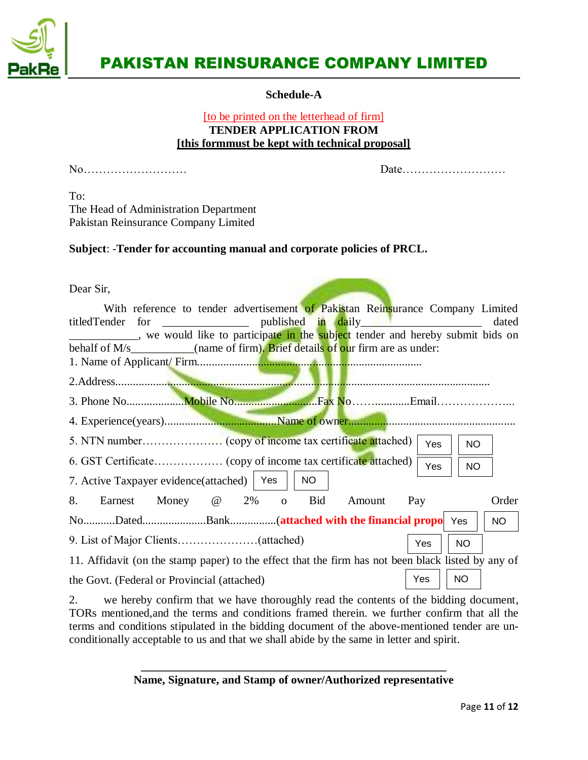**PAKISTAN REINSURANCE COMPANY LIMITED**

**Schedule-A**

[to be printed on the letterhead of firm]

**TENDER APPLICATION FROM**

**[this formmust be kept with technical proposal]**

No……………………… Date………………………

To:
The Head of Administration Department
Pakistan Reinsurance Company Limited

**Subject**: -**Tender for accounting manual and corporate policies of PRCL.**

Dear Sir,

With reference to tender advertisement of Pakistan Reinsurance Company Limited titledTender for ______________ published in daily_________________ dated ___________, we would like to participate in the subject tender and hereby submit bids on behalf of M/s__________(name of firm). Brief details of our firm are as under:

1. Name of Applicant/ Firm..............................................................................

2.Address......................................................................................................................

3. Phone No....................Mobile No............................Fax No……............Email………………...

4. Experience(years).......................................Name of owner.........................................................

5. NTN number………………… (copy of income tax certificate attached) Yes NO

6. GST Certificate……………… (copy of income tax certificate attached) Yes NO

7. Active Taxpayer evidence(attached) Yes NO

8. Earnest Money @ 2% o Bid Amount Pay Order No...........Dated......................Bank................(**attached with the financial propo** Yes NO

9. List of Major Clients…………………(attached) Yes NO

11. Affidavit (on the stamp paper) to the effect that the firm has not been black listed by any of the Govt. (Federal or Provincial (attached) Yes NO

2. we hereby confirm that we have thoroughly read the contents of the bidding document, TORs mentioned,and the terms and conditions framed therein. we further confirm that all the terms and conditions stipulated in the bidding document of the above-mentioned tender are un-conditionally acceptable to us and that we shall abide by the same in letter and spirit.

______________________________________________

**Name, Signature, and Stamp of owner/Authorized representative**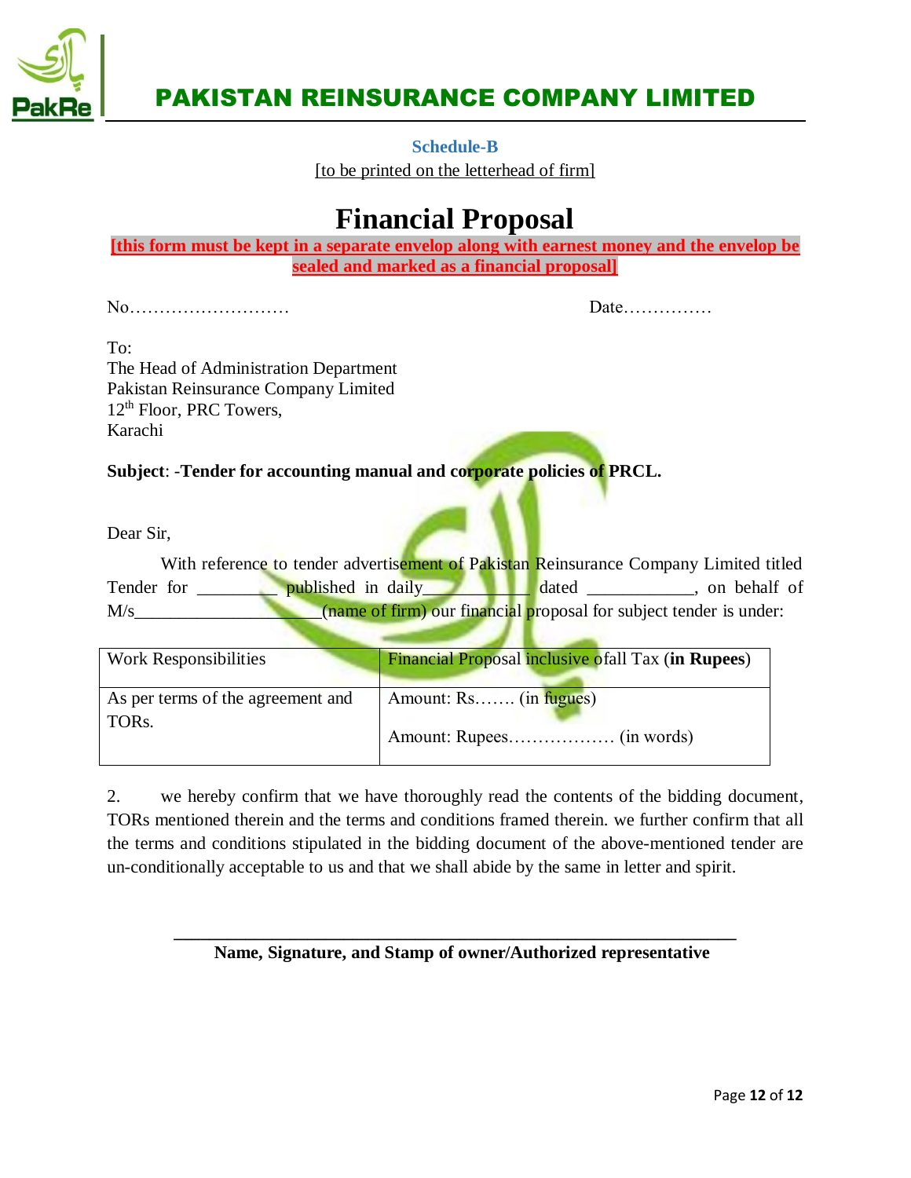**Schedule-B**

[to be printed on the letterhead of firm]

# Financial Proposal

**[this form must be kept in a separate envelop along with earnest money and the envelop be sealed and marked as a financial proposal]**

No……………………… Date……………

To:
The Head of Administration Department
Pakistan Reinsurance Company Limited
12th Floor, PRC Towers,
Karachi

**Subject**: -**Tender for accounting manual and corporate policies of PRCL.**

Dear Sir,

With reference to tender advertisement of Pakistan Reinsurance Company Limited titled Tender for ________ published in daily__________ dated ___________, on behalf of M/s____________________(name of firm) our financial proposal for subject tender is under:

| Work Responsibilities | Financial Proposal inclusive ofall Tax (**in Rupees**) |
|---|---|
| As per terms of the agreement and TORs. | Amount: Rs……. (in fugues)<br><br>Amount: Rupees……………… (in words) |

2. we hereby confirm that we have thoroughly read the contents of the bidding document, TORs mentioned therein and the terms and conditions framed therein. we further confirm that all the terms and conditions stipulated in the bidding document of the above-mentioned tender are un-conditionally acceptable to us and that we shall abide by the same in letter and spirit.

___________________________________________

**Name, Signature, and Stamp of owner/Authorized representative**